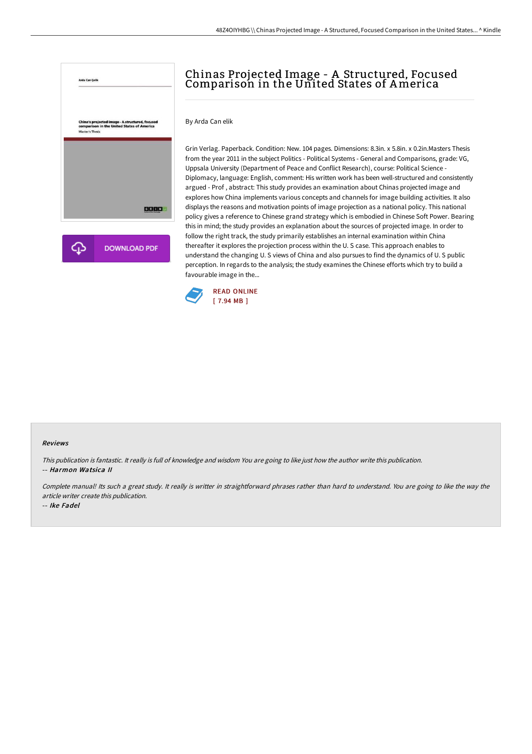# Chinas Projected Image - A Structured, Focused Comparison in the United States of America

By Arda Can elik

Grin Verlag. Paperback. Condition: New. 104 pages. Dimensions: 8.3in. x 5.8in. x 0.2in.Masters Thesis from the year 2011 in the subject Politics - Political Systems - General and Comparisons, grade: VG, Uppsala University (Department of Peace and Conflict Research), course: Political Science - Diplomacy, language: English, comment: His written work has been well-structured and consistently argued - Prof , abstract: This study provides an examination about Chinas projected image and explores how China implements various concepts and channels for image building activities. It also displays the reasons and motivation points of image projection as a national policy. This national policy gives a reference to Chinese grand strategy which is embodied in Chinese Soft Power. Bearing this in mind; the study provides an explanation about the sources of projected image. In order to follow the right track, the study primarily establishes an internal examination within China thereafter it explores the projection process within the U. S case. This approach enables to understand the changing U. S views of China and also pursues to find the dynamics of U. S public perception. In regards to the analysis; the study examines the Chinese efforts which try to build a favourable image in the...

DOWNLOAD PDF

READ ONLINE
[ 7.94 MB ]

## Reviews

*This publication is fantastic. It really is full of knowledge and wisdom You are going to like just how the author write this publication.*

-- *Harmon Watsica II*

*Complete manual! Its such a great study. It really is writter in straightforward phrases rather than hard to understand. You are going to like the way the article writer create this publication.*

-- *Ike Fadel*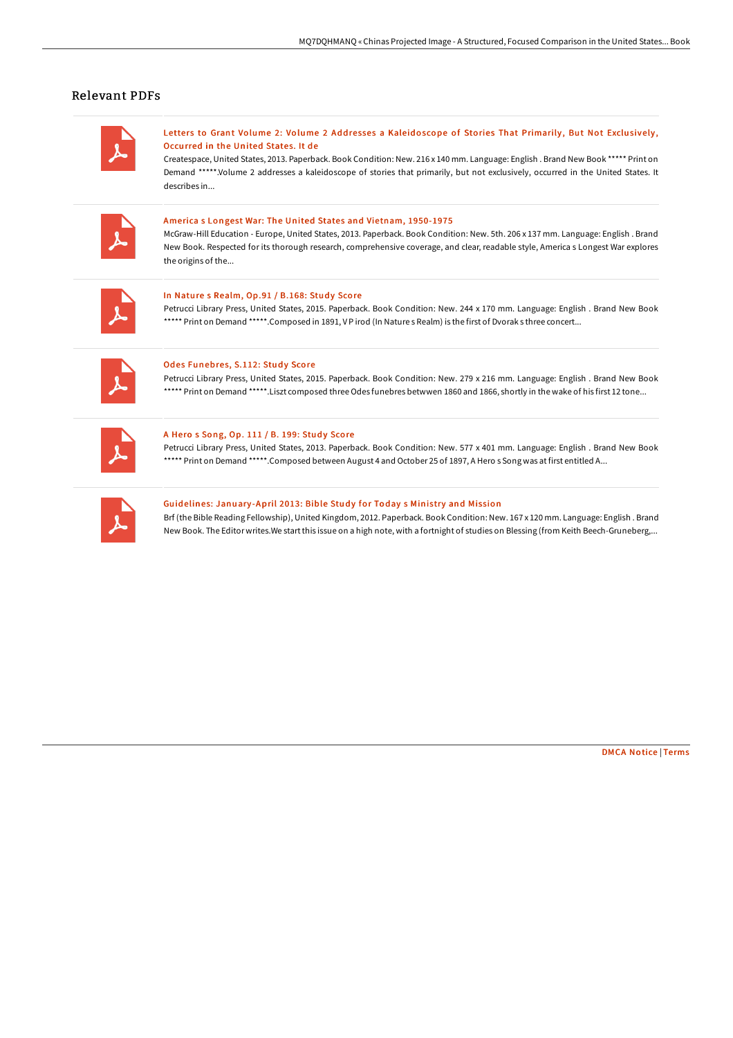## Relevant PDFs

### Letters to Grant Volume 2: Volume 2 Addresses a Kaleidoscope of Stories That Primarily, But Not Exclusively, Occurred in the United States. It de

Createspace, United States, 2013. Paperback. Book Condition: New. 216 x 140 mm. Language: English . Brand New Book ***** Print on Demand *****.Volume 2 addresses a kaleidoscope of stories that primarily, but not exclusively, occurred in the United States. It describes in...

### America s Longest War: The United States and Vietnam, 1950-1975

McGraw-Hill Education - Europe, United States, 2013. Paperback. Book Condition: New. 5th. 206 x 137 mm. Language: English . Brand New Book. Respected for its thorough research, comprehensive coverage, and clear, readable style, America s Longest War explores the origins of the...

### In Nature s Realm, Op.91 / B.168: Study Score

Petrucci Library Press, United States, 2015. Paperback. Book Condition: New. 244 x 170 mm. Language: English . Brand New Book ***** Print on Demand *****.Composed in 1891, V P irod (In Nature s Realm) is the first of Dvorak s three concert...

### Odes Funebres, S.112: Study Score

Petrucci Library Press, United States, 2015. Paperback. Book Condition: New. 279 x 216 mm. Language: English . Brand New Book ***** Print on Demand *****.Liszt composed three Odes funebres betwwen 1860 and 1866, shortly in the wake of his first 12 tone...

### A Hero s Song, Op. 111 / B. 199: Study Score

Petrucci Library Press, United States, 2013. Paperback. Book Condition: New. 577 x 401 mm. Language: English . Brand New Book ***** Print on Demand *****.Composed between August 4 and October 25 of 1897, A Hero s Song was at first entitled A...

### Guidelines: January-April 2013: Bible Study for Today s Ministry and Mission

Brf (the Bible Reading Fellowship), United Kingdom, 2012. Paperback. Book Condition: New. 167 x 120 mm. Language: English . Brand New Book. The Editor writes.We start this issue on a high note, with a fortnight of studies on Blessing (from Keith Beech-Gruneberg,...

DMCA Notice | Terms